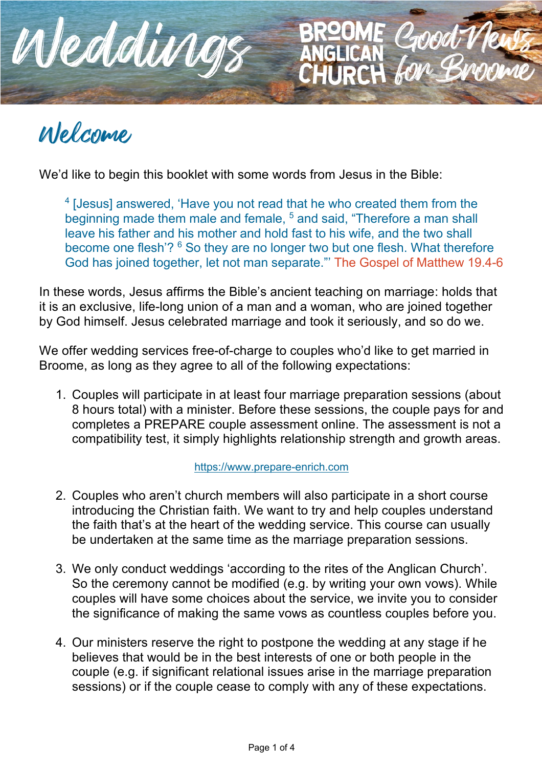# Weddings

BROOME ANGLICAN CHURCH Good News for Broome

## Welcome

We'd like to begin this booklet with some words from Jesus in the Bible:

> [4] [Jesus] answered, 'Have you not read that he who created them from the beginning made them male and female, [5] and said, "Therefore a man shall leave his father and his mother and hold fast to his wife, and the two shall become one flesh'? [6] So they are no longer two but one flesh. What therefore God has joined together, let not man separate."' The Gospel of Matthew 19.4-6

In these words, Jesus affirms the Bible's ancient teaching on marriage: holds that it is an exclusive, life-long union of a man and a woman, who are joined together by God himself. Jesus celebrated marriage and took it seriously, and so do we.

We offer wedding services free-of-charge to couples who'd like to get married in Broome, as long as they agree to all of the following expectations:

1. Couples will participate in at least four marriage preparation sessions (about 8 hours total) with a minister. Before these sessions, the couple pays for and completes a PREPARE couple assessment online. The assessment is not a compatibility test, it simply highlights relationship strength and growth areas.

   https://www.prepare-enrich.com

2. Couples who aren't church members will also participate in a short course introducing the Christian faith. We want to try and help couples understand the faith that's at the heart of the wedding service. This course can usually be undertaken at the same time as the marriage preparation sessions.

3. We only conduct weddings 'according to the rites of the Anglican Church'. So the ceremony cannot be modified (e.g. by writing your own vows). While couples will have some choices about the service, we invite you to consider the significance of making the same vows as countless couples before you.

4. Our ministers reserve the right to postpone the wedding at any stage if he believes that would be in the best interests of one or both people in the couple (e.g. if significant relational issues arise in the marriage preparation sessions) or if the couple cease to comply with any of these expectations.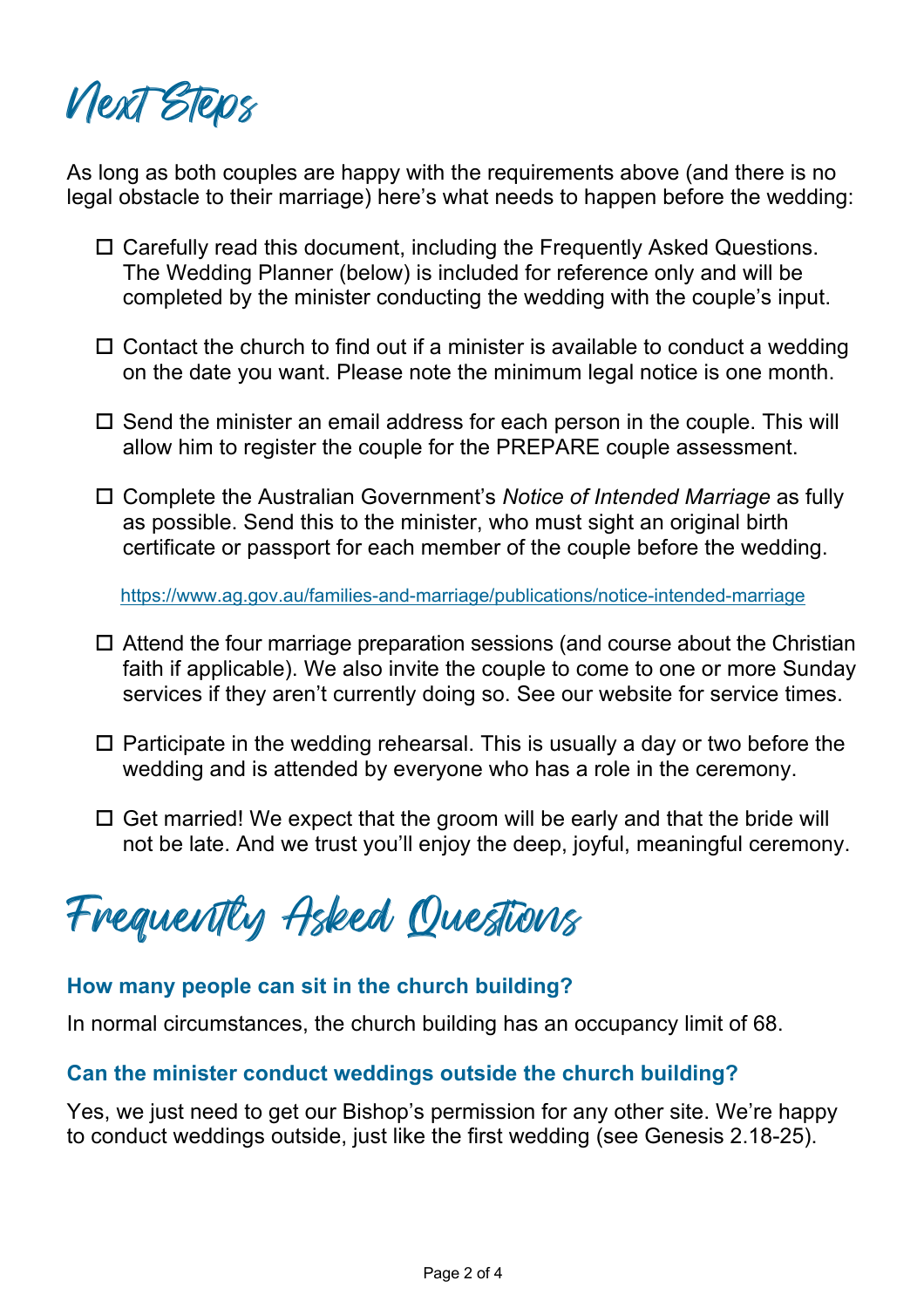# Next Steps

As long as both couples are happy with the requirements above (and there is no legal obstacle to their marriage) here's what needs to happen before the wedding:

- ☐ Carefully read this document, including the Frequently Asked Questions. The Wedding Planner (below) is included for reference only and will be completed by the minister conducting the wedding with the couple's input.

- ☐ Contact the church to find out if a minister is available to conduct a wedding on the date you want. Please note the minimum legal notice is one month.

- ☐ Send the minister an email address for each person in the couple. This will allow him to register the couple for the PREPARE couple assessment.

- ☐ Complete the Australian Government's *Notice of Intended Marriage* as fully as possible. Send this to the minister, who must sight an original birth certificate or passport for each member of the couple before the wedding.

  https://www.ag.gov.au/families-and-marriage/publications/notice-intended-marriage

- ☐ Attend the four marriage preparation sessions (and course about the Christian faith if applicable). We also invite the couple to come to one or more Sunday services if they aren't currently doing so. See our website for service times.

- ☐ Participate in the wedding rehearsal. This is usually a day or two before the wedding and is attended by everyone who has a role in the ceremony.

- ☐ Get married! We expect that the groom will be early and that the bride will not be late. And we trust you'll enjoy the deep, joyful, meaningful ceremony.

# Frequently Asked Questions

### How many people can sit in the church building?

In normal circumstances, the church building has an occupancy limit of 68.

### Can the minister conduct weddings outside the church building?

Yes, we just need to get our Bishop's permission for any other site. We're happy to conduct weddings outside, just like the first wedding (see Genesis 2.18-25).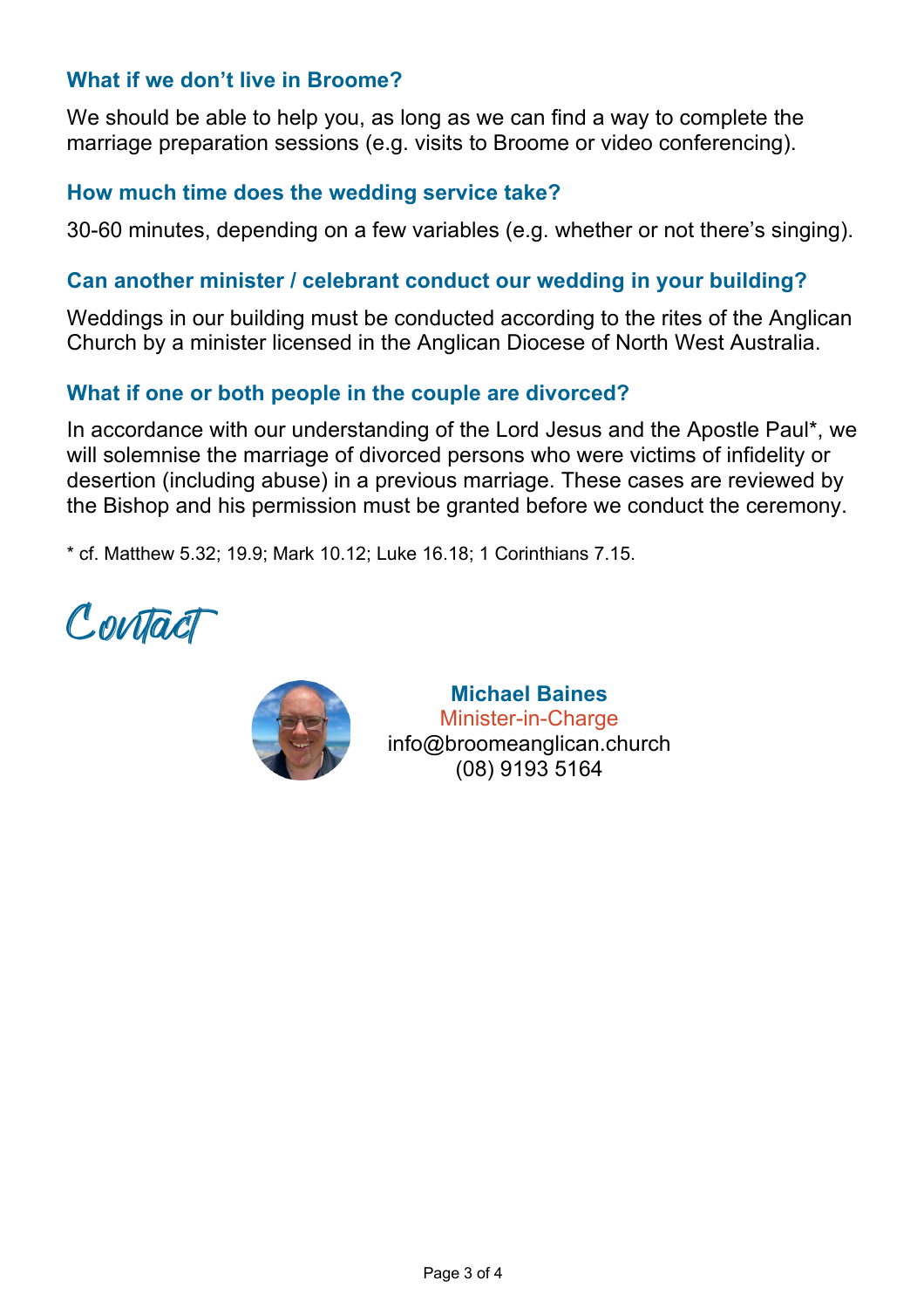### What if we don't live in Broome?

We should be able to help you, as long as we can find a way to complete the marriage preparation sessions (e.g. visits to Broome or video conferencing).

### How much time does the wedding service take?

30-60 minutes, depending on a few variables (e.g. whether or not there's singing).

### Can another minister / celebrant conduct our wedding in your building?

Weddings in our building must be conducted according to the rites of the Anglican Church by a minister licensed in the Anglican Diocese of North West Australia.

### What if one or both people in the couple are divorced?

In accordance with our understanding of the Lord Jesus and the Apostle Paul*, we will solemnise the marriage of divorced persons who were victims of infidelity or desertion (including abuse) in a previous marriage. These cases are reviewed by the Bishop and his permission must be granted before we conduct the ceremony.

* cf. Matthew 5.32; 19.9; Mark 10.12; Luke 16.18; 1 Corinthians 7.15.

## Contact

**Michael Baines**
Minister-in-Charge
info@broomeanglican.church
(08) 9193 5164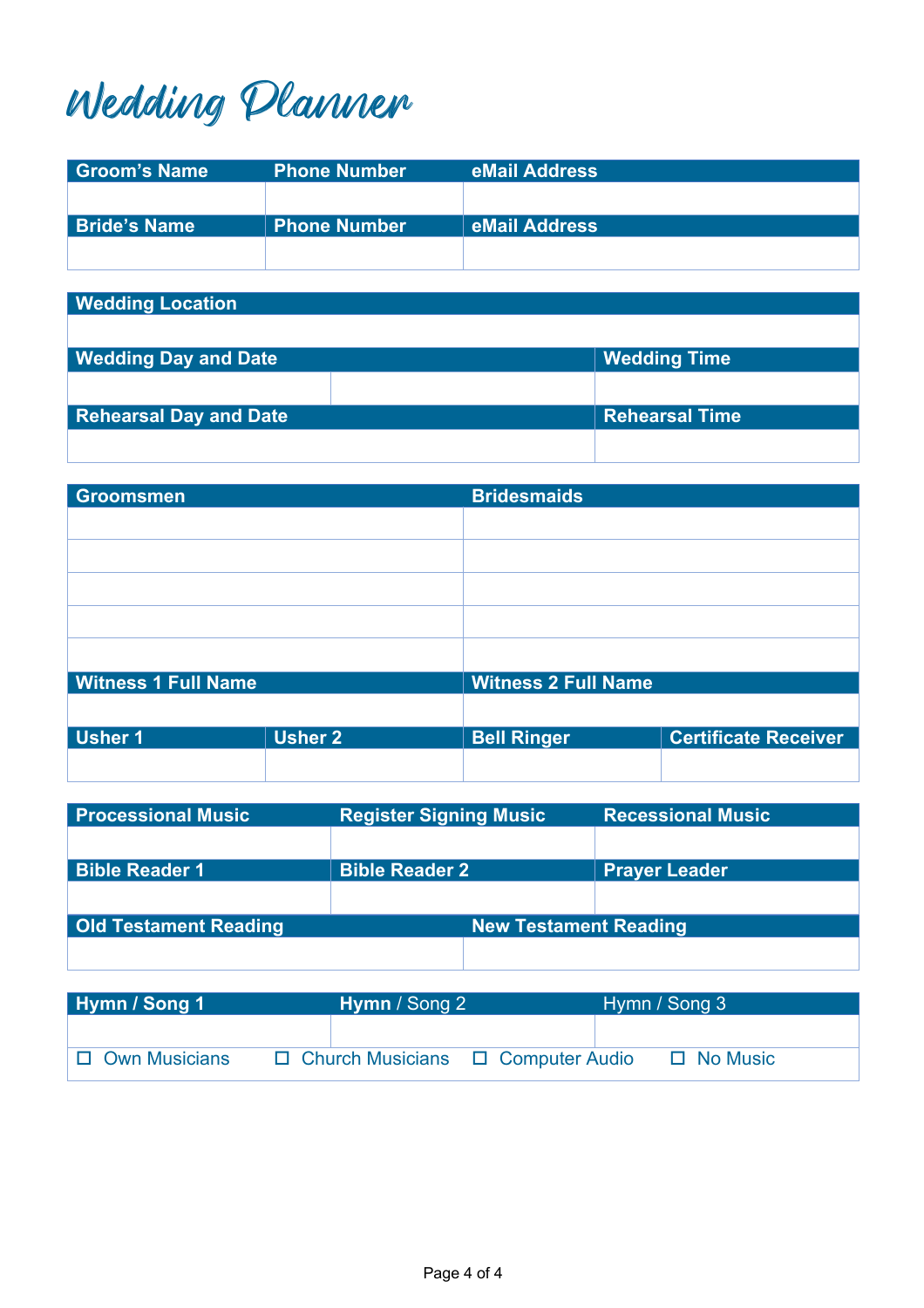# Wedding Planner

| Groom's Name | Phone Number | eMail Address |
|---|---|---|
| | | |
| **Bride's Name** | **Phone Number** | **eMail Address** |
| | | |

| Wedding Location | | | |
|---|---|---|---|
| | | | |
| **Wedding Day and Date** | | | **Wedding Time** |
| | | | |
| **Rehearsal Day and Date** | | | **Rehearsal Time** |
| | | | |

| Groomsmen | | Bridesmaids | |
|---|---|---|---|
| | | | |
| | | | |
| | | | |
| | | | |
| | | | |
| **Witness 1 Full Name** | | **Witness 2 Full Name** | |
| | | | |
| **Usher 1** | **Usher 2** | **Bell Ringer** | **Certificate Receiver** |
| | | | |

| Processional Music | Register Signing Music | Recessional Music |
|---|---|---|
| | | |
| **Bible Reader 1** | **Bible Reader 2** | **Prayer Leader** |
| | | |

| Old Testament Reading | New Testament Reading |
|---|---|
| | |

| Hymn / Song 1 | Hymn / Song 2 | Hymn / Song 3 |
|---|---|---|
| | | |

☐ Own Musicians ☐ Church Musicians ☐ Computer Audio ☐ No Music